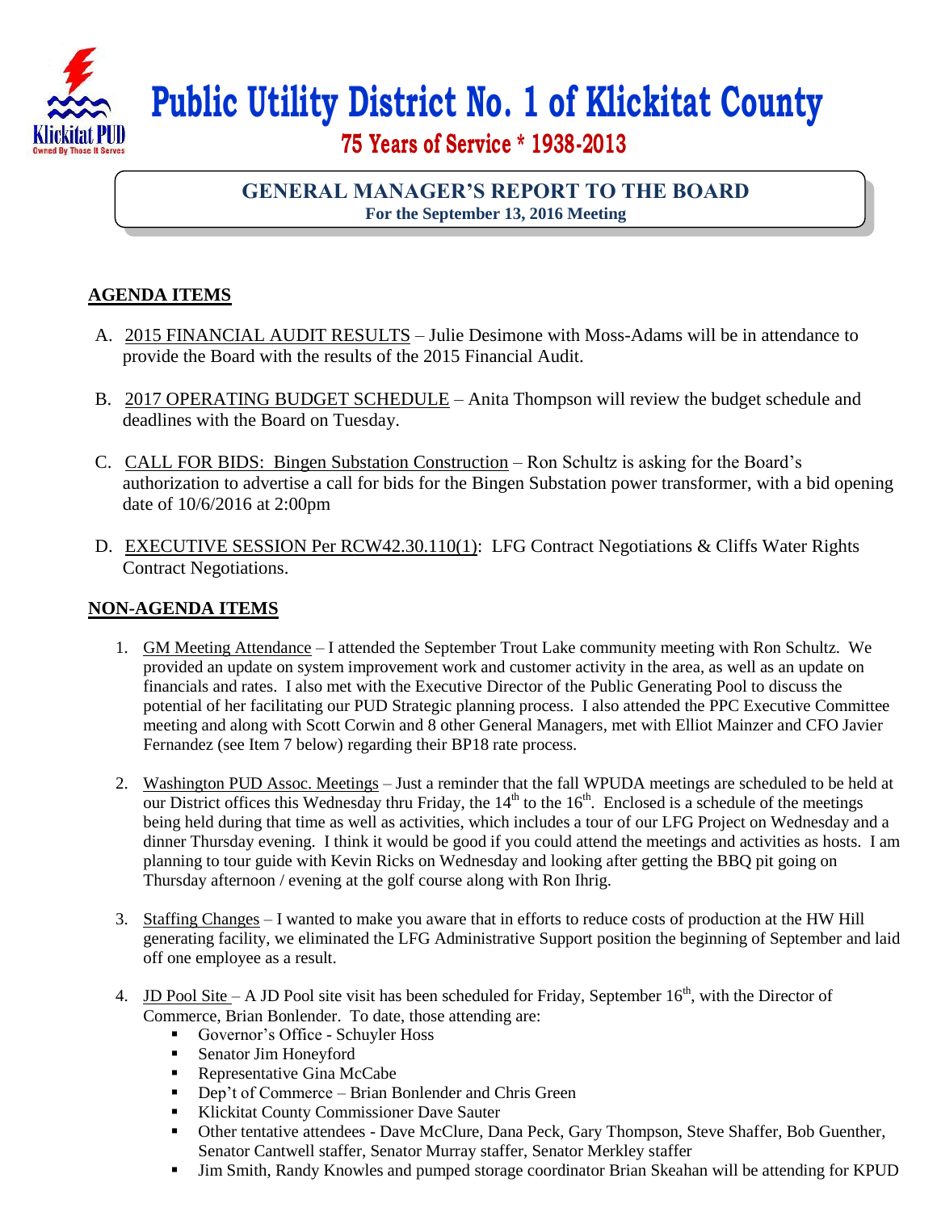# Public Utility District No. 1 of Klickitat County

## 75 Years of Service * 1938-2013

### GENERAL MANAGER'S REPORT TO THE BOARD
**For the September 13, 2016 Meeting**

## AGENDA ITEMS

A. 2015 FINANCIAL AUDIT RESULTS – Julie Desimone with Moss-Adams will be in attendance to provide the Board with the results of the 2015 Financial Audit.

B. 2017 OPERATING BUDGET SCHEDULE – Anita Thompson will review the budget schedule and deadlines with the Board on Tuesday.

C. CALL FOR BIDS: Bingen Substation Construction – Ron Schultz is asking for the Board's authorization to advertise a call for bids for the Bingen Substation power transformer, with a bid opening date of 10/6/2016 at 2:00pm

D. EXECUTIVE SESSION Per RCW42.30.110(1): LFG Contract Negotiations & Cliffs Water Rights Contract Negotiations.

## NON-AGENDA ITEMS

1. GM Meeting Attendance – I attended the September Trout Lake community meeting with Ron Schultz. We provided an update on system improvement work and customer activity in the area, as well as an update on financials and rates. I also met with the Executive Director of the Public Generating Pool to discuss the potential of her facilitating our PUD Strategic planning process. I also attended the PPC Executive Committee meeting and along with Scott Corwin and 8 other General Managers, met with Elliot Mainzer and CFO Javier Fernandez (see Item 7 below) regarding their BP18 rate process.

2. Washington PUD Assoc. Meetings – Just a reminder that the fall WPUDA meetings are scheduled to be held at our District offices this Wednesday thru Friday, the 14th to the 16th. Enclosed is a schedule of the meetings being held during that time as well as activities, which includes a tour of our LFG Project on Wednesday and a dinner Thursday evening. I think it would be good if you could attend the meetings and activities as hosts. I am planning to tour guide with Kevin Ricks on Wednesday and looking after getting the BBQ pit going on Thursday afternoon / evening at the golf course along with Ron Ihrig.

3. Staffing Changes – I wanted to make you aware that in efforts to reduce costs of production at the HW Hill generating facility, we eliminated the LFG Administrative Support position the beginning of September and laid off one employee as a result.

4. JD Pool Site – A JD Pool site visit has been scheduled for Friday, September 16th, with the Director of Commerce, Brian Bonlender. To date, those attending are:
   - Governor's Office - Schuyler Hoss
   - Senator Jim Honeyford
   - Representative Gina McCabe
   - Dep't of Commerce – Brian Bonlender and Chris Green
   - Klickitat County Commissioner Dave Sauter
   - Other tentative attendees - Dave McClure, Dana Peck, Gary Thompson, Steve Shaffer, Bob Guenther, Senator Cantwell staffer, Senator Murray staffer, Senator Merkley staffer
   - Jim Smith, Randy Knowles and pumped storage coordinator Brian Skeahan will be attending for KPUD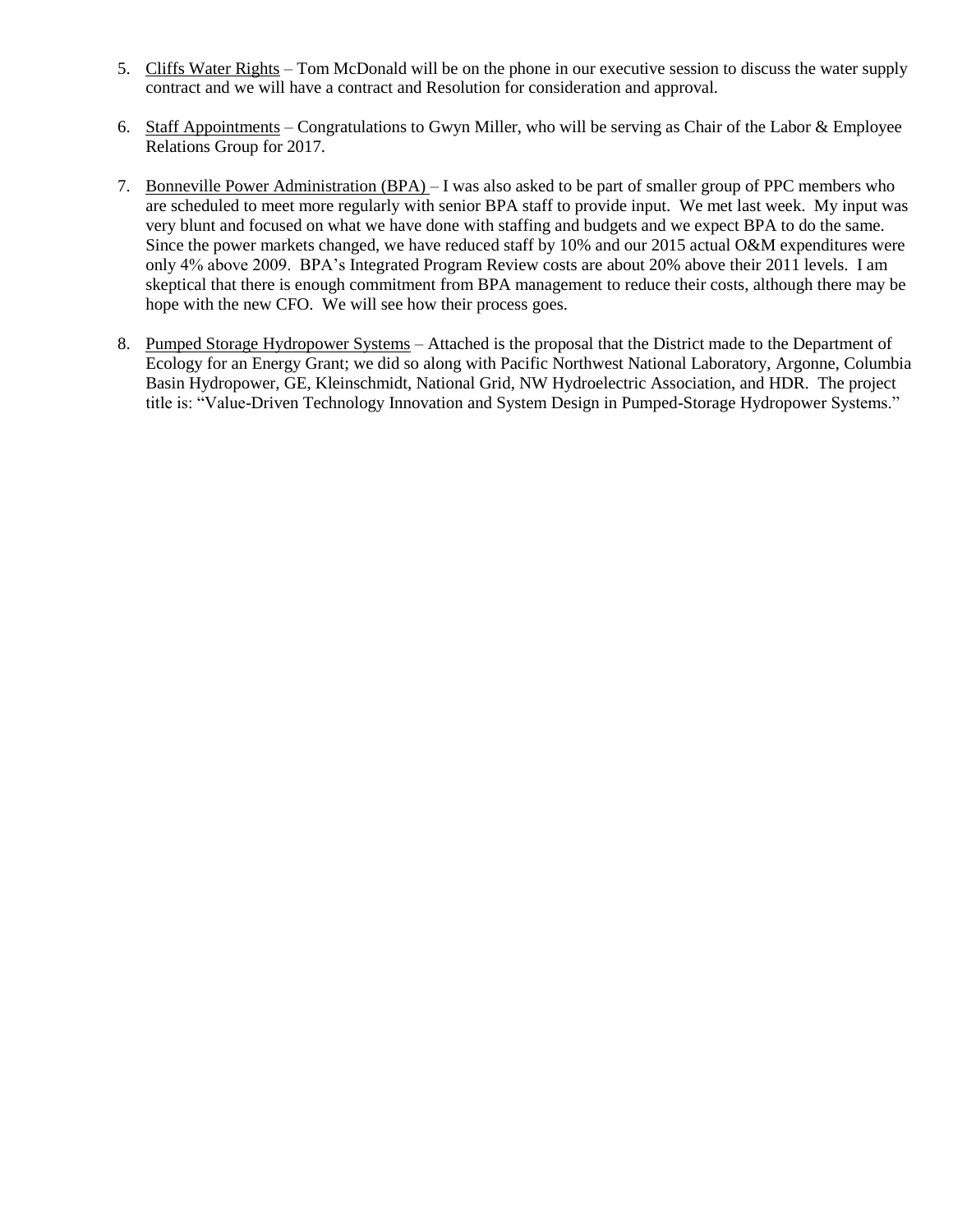5. <u>Cliffs Water Rights</u> – Tom McDonald will be on the phone in our executive session to discuss the water supply contract and we will have a contract and Resolution for consideration and approval.

6. <u>Staff Appointments</u> – Congratulations to Gwyn Miller, who will be serving as Chair of the Labor & Employee Relations Group for 2017.

7. <u>Bonneville Power Administration (BPA)</u> – I was also asked to be part of smaller group of PPC members who are scheduled to meet more regularly with senior BPA staff to provide input. We met last week. My input was very blunt and focused on what we have done with staffing and budgets and we expect BPA to do the same. Since the power markets changed, we have reduced staff by 10% and our 2015 actual O&M expenditures were only 4% above 2009. BPA's Integrated Program Review costs are about 20% above their 2011 levels. I am skeptical that there is enough commitment from BPA management to reduce their costs, although there may be hope with the new CFO. We will see how their process goes.

8. <u>Pumped Storage Hydropower Systems</u> – Attached is the proposal that the District made to the Department of Ecology for an Energy Grant; we did so along with Pacific Northwest National Laboratory, Argonne, Columbia Basin Hydropower, GE, Kleinschmidt, National Grid, NW Hydroelectric Association, and HDR. The project title is: "Value-Driven Technology Innovation and System Design in Pumped-Storage Hydropower Systems."